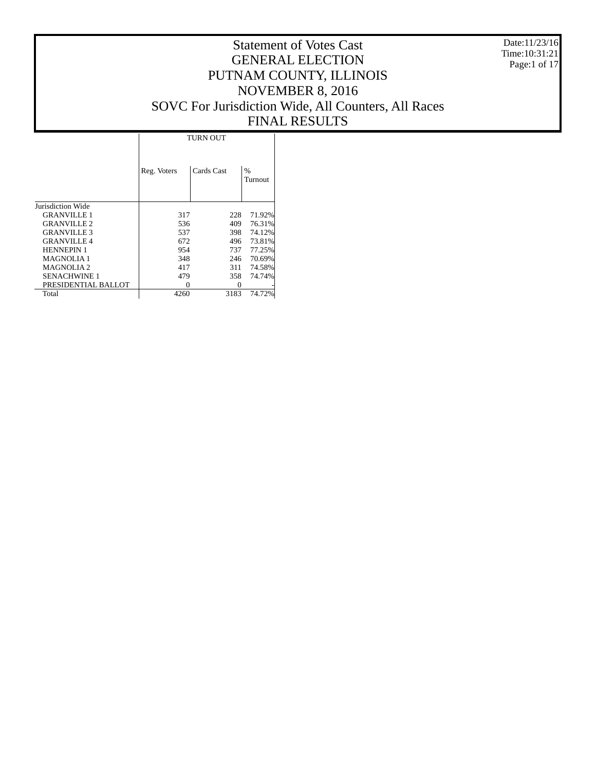# Statement of Votes Cast
# GENERAL ELECTION
# PUTNAM COUNTY, ILLINOIS
# NOVEMBER 8, 2016
# SOVC For Jurisdiction Wide, All Counters, All Races
# FINAL RESULTS

Date:11/23/16
Time:10:31:21

| | TURN OUT | | |
|---|---|---|---|
| | Reg. Voters | Cards Cast | % Turnout |
| Jurisdiction Wide | | | |
| GRANVILLE 1 | 317 | 228 | 71.92% |
| GRANVILLE 2 | 536 | 409 | 76.31% |
| GRANVILLE 3 | 537 | 398 | 74.12% |
| GRANVILLE 4 | 672 | 496 | 73.81% |
| HENNEPIN 1 | 954 | 737 | 77.25% |
| MAGNOLIA 1 | 348 | 246 | 70.69% |
| MAGNOLIA 2 | 417 | 311 | 74.58% |
| SENACHWINE 1 | 479 | 358 | 74.74% |
| PRESIDENTIAL BALLOT | 0 | 0 | - |
| Total | 4260 | 3183 | 74.72% |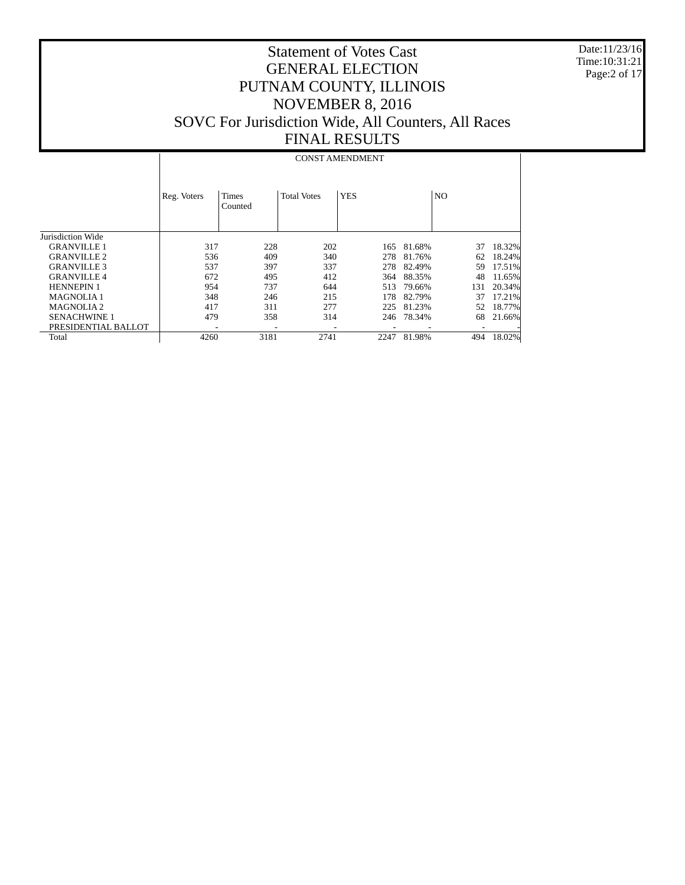# Statement of Votes Cast
# GENERAL ELECTION
# PUTNAM COUNTY, ILLINOIS
# NOVEMBER 8, 2016
# SOVC For Jurisdiction Wide, All Counters, All Races
# FINAL RESULTS

Date:11/23/16
Time:10:31:21

| | CONST AMENDMENT | | | | | | |
|---|---|---|---|---|---|---|---|
| | Reg. Voters | Times Counted | Total Votes | YES | | NO | |
| Jurisdiction Wide | | | | | | | |
| GRANVILLE 1 | 317 | 228 | 202 | 165 | 81.68% | 37 | 18.32% |
| GRANVILLE 2 | 536 | 409 | 340 | 278 | 81.76% | 62 | 18.24% |
| GRANVILLE 3 | 537 | 397 | 337 | 278 | 82.49% | 59 | 17.51% |
| GRANVILLE 4 | 672 | 495 | 412 | 364 | 88.35% | 48 | 11.65% |
| HENNEPIN 1 | 954 | 737 | 644 | 513 | 79.66% | 131 | 20.34% |
| MAGNOLIA 1 | 348 | 246 | 215 | 178 | 82.79% | 37 | 17.21% |
| MAGNOLIA 2 | 417 | 311 | 277 | 225 | 81.23% | 52 | 18.77% |
| SENACHWINE 1 | 479 | 358 | 314 | 246 | 78.34% | 68 | 21.66% |
| PRESIDENTIAL BALLOT | - | - | - | - | - | - | - |
| Total | 4260 | 3181 | 2741 | 2247 | 81.98% | 494 | 18.02% |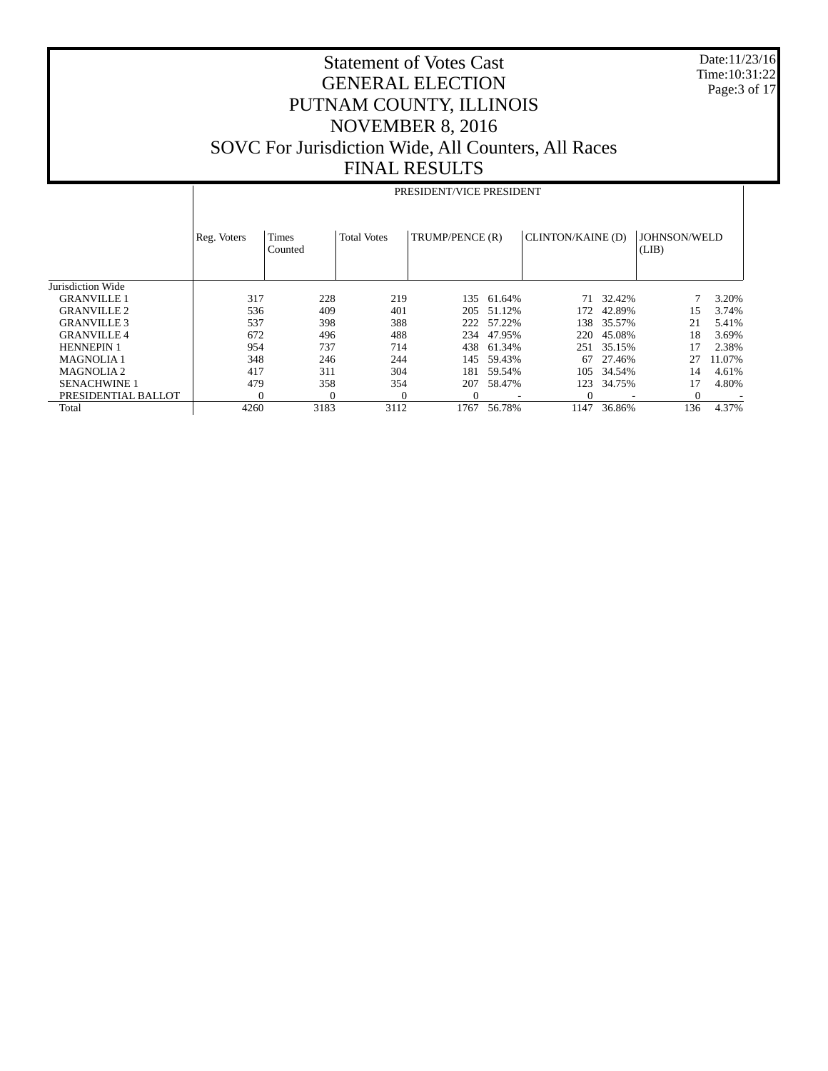# Statement of Votes Cast
# GENERAL ELECTION
# PUTNAM COUNTY, ILLINOIS
# NOVEMBER 8, 2016
# SOVC For Jurisdiction Wide, All Counters, All Races
# FINAL RESULTS

Date:11/23/16
Time:10:31:22

| | PRESIDENT/VICE PRESIDENT | | | | | | | | |
|---|---|---|---|---|---|---|---|---|---|
| | Reg. Voters | Times Counted | Total Votes | TRUMP/PENCE (R) | | CLINTON/KAINE (D) | | JOHNSON/WELD (LIB) | |
| Jurisdiction Wide | | | | | | | | | |
| GRANVILLE 1 | 317 | 228 | 219 | 135 | 61.64% | 71 | 32.42% | 7 | 3.20% |
| GRANVILLE 2 | 536 | 409 | 401 | 205 | 51.12% | 172 | 42.89% | 15 | 3.74% |
| GRANVILLE 3 | 537 | 398 | 388 | 222 | 57.22% | 138 | 35.57% | 21 | 5.41% |
| GRANVILLE 4 | 672 | 496 | 488 | 234 | 47.95% | 220 | 45.08% | 18 | 3.69% |
| HENNEPIN 1 | 954 | 737 | 714 | 438 | 61.34% | 251 | 35.15% | 17 | 2.38% |
| MAGNOLIA 1 | 348 | 246 | 244 | 145 | 59.43% | 67 | 27.46% | 27 | 11.07% |
| MAGNOLIA 2 | 417 | 311 | 304 | 181 | 59.54% | 105 | 34.54% | 14 | 4.61% |
| SENACHWINE 1 | 479 | 358 | 354 | 207 | 58.47% | 123 | 34.75% | 17 | 4.80% |
| PRESIDENTIAL BALLOT | 0 | 0 | 0 | 0 | - | 0 | - | 0 | - |
| Total | 4260 | 3183 | 3112 | 1767 | 56.78% | 1147 | 36.86% | 136 | 4.37% |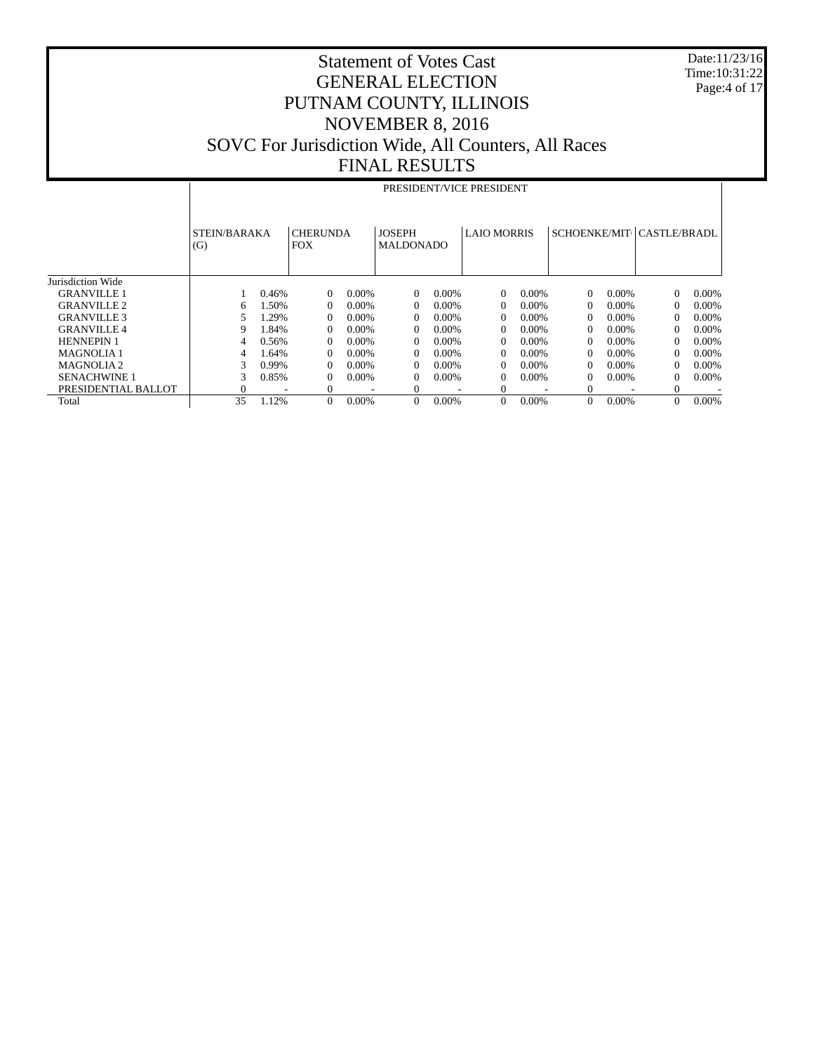# Statement of Votes Cast
# GENERAL ELECTION
# PUTNAM COUNTY, ILLINOIS
# NOVEMBER 8, 2016
# SOVC For Jurisdiction Wide, All Counters, All Races
# FINAL RESULTS

Date:11/23/16
Time:10:31:22

| | PRESIDENT/VICE PRESIDENT | | | | | | | | | | | |
|---|---|---|---|---|---|---|---|---|---|---|---|---|
| | STEIN/BARAKA (G) | | CHERUNDA FOX | | JOSEPH MALDONADO | | LAIO MORRIS | | SCHOENKE/MIT | | CASTLE/BRADL | |
| Jurisdiction Wide | | | | | | | | | | | | |
| GRANVILLE 1 | 1 | 0.46% | 0 | 0.00% | 0 | 0.00% | 0 | 0.00% | 0 | 0.00% | 0 | 0.00% |
| GRANVILLE 2 | 6 | 1.50% | 0 | 0.00% | 0 | 0.00% | 0 | 0.00% | 0 | 0.00% | 0 | 0.00% |
| GRANVILLE 3 | 5 | 1.29% | 0 | 0.00% | 0 | 0.00% | 0 | 0.00% | 0 | 0.00% | 0 | 0.00% |
| GRANVILLE 4 | 9 | 1.84% | 0 | 0.00% | 0 | 0.00% | 0 | 0.00% | 0 | 0.00% | 0 | 0.00% |
| HENNEPIN 1 | 4 | 0.56% | 0 | 0.00% | 0 | 0.00% | 0 | 0.00% | 0 | 0.00% | 0 | 0.00% |
| MAGNOLIA 1 | 4 | 1.64% | 0 | 0.00% | 0 | 0.00% | 0 | 0.00% | 0 | 0.00% | 0 | 0.00% |
| MAGNOLIA 2 | 3 | 0.99% | 0 | 0.00% | 0 | 0.00% | 0 | 0.00% | 0 | 0.00% | 0 | 0.00% |
| SENACHWINE 1 | 3 | 0.85% | 0 | 0.00% | 0 | 0.00% | 0 | 0.00% | 0 | 0.00% | 0 | 0.00% |
| PRESIDENTIAL BALLOT | 0 | - | 0 | - | 0 | - | 0 | - | 0 | - | 0 | - |
| Total | 35 | 1.12% | 0 | 0.00% | 0 | 0.00% | 0 | 0.00% | 0 | 0.00% | 0 | 0.00% |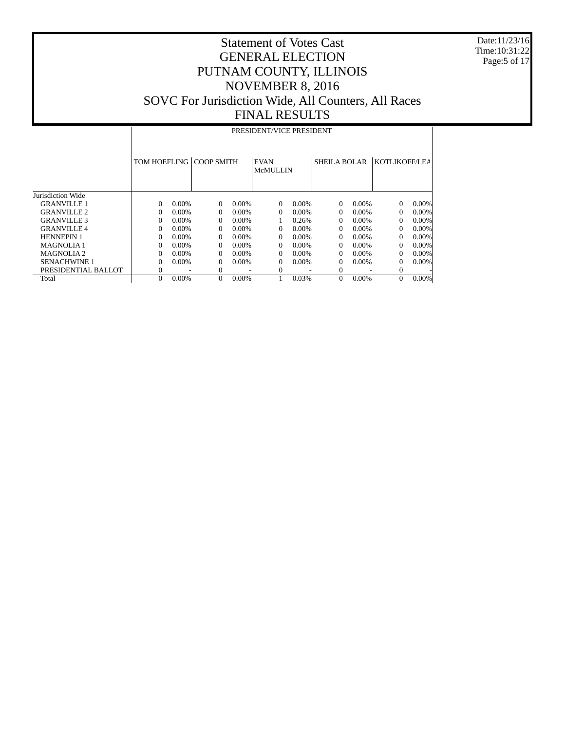# Statement of Votes Cast
# GENERAL ELECTION
# PUTNAM COUNTY, ILLINOIS
# NOVEMBER 8, 2016
# SOVC For Jurisdiction Wide, All Counters, All Races
# FINAL RESULTS

Date:11/23/16
Time:10:31:22

| | PRESIDENT/VICE PRESIDENT | | | | | | | | | |
|---|---|---|---|---|---|---|---|---|---|---|
| | TOM HOEFLING | | COOP SMITH | | EVAN McMULLIN | | SHEILA BOLAR | | KOTLIKOFF/LEA | |
| Jurisdiction Wide | | | | | | | | | | |
| GRANVILLE 1 | 0 | 0.00% | 0 | 0.00% | 0 | 0.00% | 0 | 0.00% | 0 | 0.00% |
| GRANVILLE 2 | 0 | 0.00% | 0 | 0.00% | 0 | 0.00% | 0 | 0.00% | 0 | 0.00% |
| GRANVILLE 3 | 0 | 0.00% | 0 | 0.00% | 1 | 0.26% | 0 | 0.00% | 0 | 0.00% |
| GRANVILLE 4 | 0 | 0.00% | 0 | 0.00% | 0 | 0.00% | 0 | 0.00% | 0 | 0.00% |
| HENNEPIN 1 | 0 | 0.00% | 0 | 0.00% | 0 | 0.00% | 0 | 0.00% | 0 | 0.00% |
| MAGNOLIA 1 | 0 | 0.00% | 0 | 0.00% | 0 | 0.00% | 0 | 0.00% | 0 | 0.00% |
| MAGNOLIA 2 | 0 | 0.00% | 0 | 0.00% | 0 | 0.00% | 0 | 0.00% | 0 | 0.00% |
| SENACHWINE 1 | 0 | 0.00% | 0 | 0.00% | 0 | 0.00% | 0 | 0.00% | 0 | 0.00% |
| PRESIDENTIAL BALLOT | 0 | - | 0 | - | 0 | - | 0 | - | 0 | - |
| Total | 0 | 0.00% | 0 | 0.00% | 1 | 0.03% | 0 | 0.00% | 0 | 0.00% |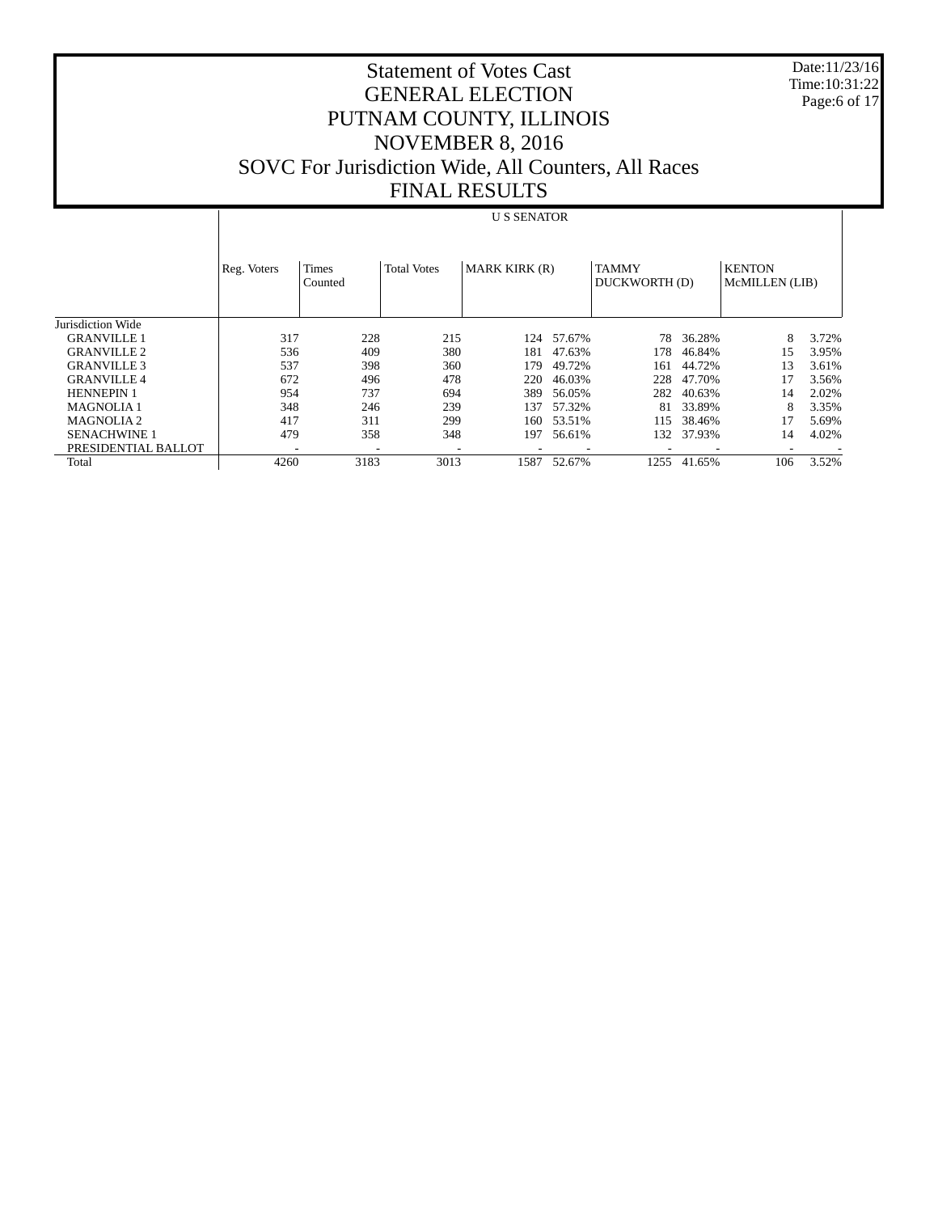# Statement of Votes Cast
# GENERAL ELECTION
# PUTNAM COUNTY, ILLINOIS
# NOVEMBER 8, 2016
# SOVC For Jurisdiction Wide, All Counters, All Races
# FINAL RESULTS

Date:11/23/16
Time:10:31:22

| | | | U S SENATOR | | | | | | |
|---|---|---|---|---|---|---|---|---|---|
| | Reg. Voters | Times Counted | Total Votes | MARK KIRK (R) | | TAMMY DUCKWORTH (D) | | KENTON McMILLEN (LIB) | |
| Jurisdiction Wide | | | | | | | | | |
| GRANVILLE 1 | 317 | 228 | 215 | 124 | 57.67% | 78 | 36.28% | 8 | 3.72% |
| GRANVILLE 2 | 536 | 409 | 380 | 181 | 47.63% | 178 | 46.84% | 15 | 3.95% |
| GRANVILLE 3 | 537 | 398 | 360 | 179 | 49.72% | 161 | 44.72% | 13 | 3.61% |
| GRANVILLE 4 | 672 | 496 | 478 | 220 | 46.03% | 228 | 47.70% | 17 | 3.56% |
| HENNEPIN 1 | 954 | 737 | 694 | 389 | 56.05% | 282 | 40.63% | 14 | 2.02% |
| MAGNOLIA 1 | 348 | 246 | 239 | 137 | 57.32% | 81 | 33.89% | 8 | 3.35% |
| MAGNOLIA 2 | 417 | 311 | 299 | 160 | 53.51% | 115 | 38.46% | 17 | 5.69% |
| SENACHWINE 1 | 479 | 358 | 348 | 197 | 56.61% | 132 | 37.93% | 14 | 4.02% |
| PRESIDENTIAL BALLOT | - | - | - | - | - | - | - | - | - |
| Total | 4260 | 3183 | 3013 | 1587 | 52.67% | 1255 | 41.65% | 106 | 3.52% |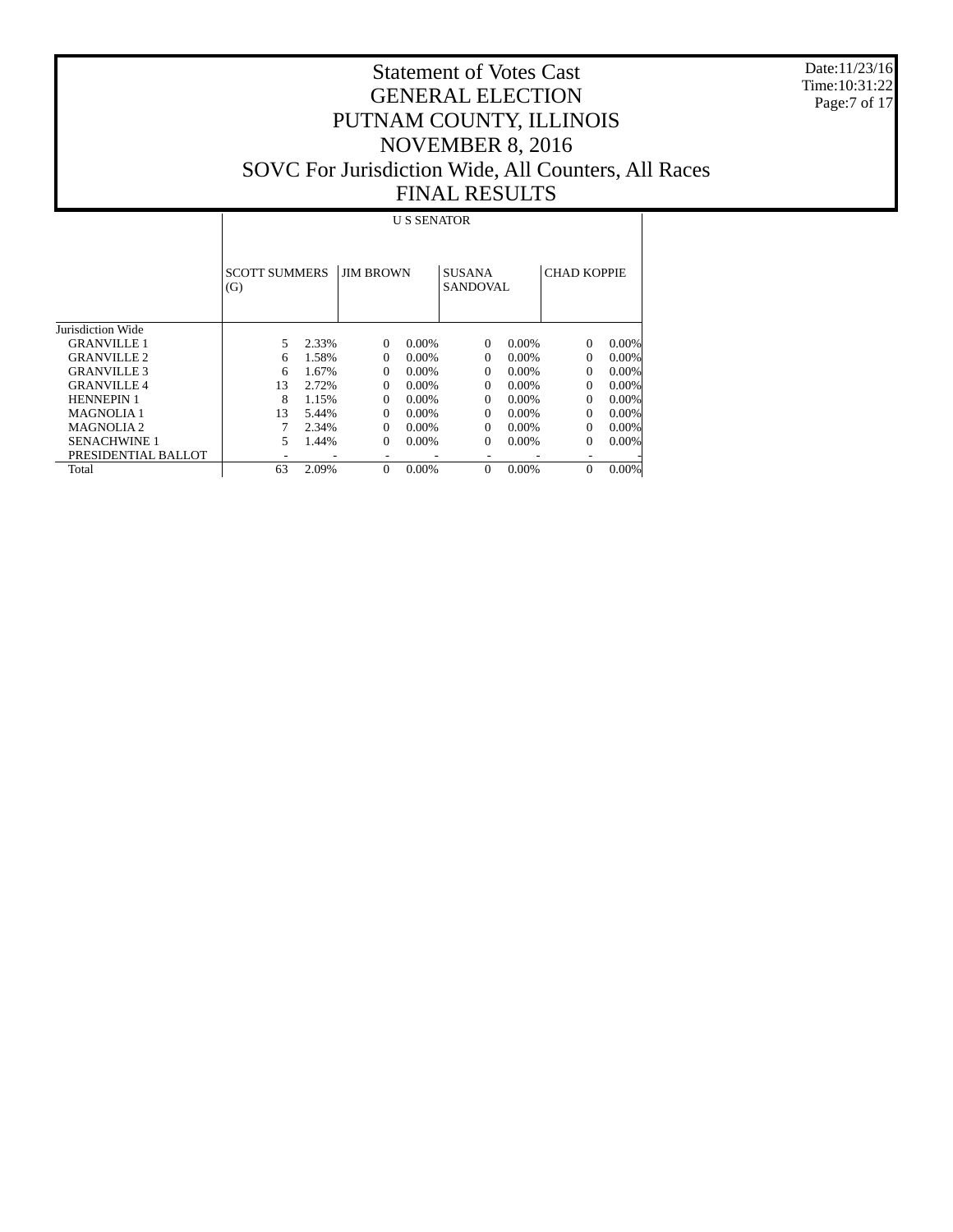# Statement of Votes Cast
# GENERAL ELECTION
# PUTNAM COUNTY, ILLINOIS
# NOVEMBER 8, 2016
# SOVC For Jurisdiction Wide, All Counters, All Races
# FINAL RESULTS

Date:11/23/16
Time:10:31:22

| | U S SENATOR | | | | | | | |
|---|---|---|---|---|---|---|---|---|
| | SCOTT SUMMERS (G) | | JIM BROWN | | SUSANA SANDOVAL | | CHAD KOPPIE | |
| Jurisdiction Wide | | | | | | | | |
| GRANVILLE 1 | 5 | 2.33% | 0 | 0.00% | 0 | 0.00% | 0 | 0.00% |
| GRANVILLE 2 | 6 | 1.58% | 0 | 0.00% | 0 | 0.00% | 0 | 0.00% |
| GRANVILLE 3 | 6 | 1.67% | 0 | 0.00% | 0 | 0.00% | 0 | 0.00% |
| GRANVILLE 4 | 13 | 2.72% | 0 | 0.00% | 0 | 0.00% | 0 | 0.00% |
| HENNEPIN 1 | 8 | 1.15% | 0 | 0.00% | 0 | 0.00% | 0 | 0.00% |
| MAGNOLIA 1 | 13 | 5.44% | 0 | 0.00% | 0 | 0.00% | 0 | 0.00% |
| MAGNOLIA 2 | 7 | 2.34% | 0 | 0.00% | 0 | 0.00% | 0 | 0.00% |
| SENACHWINE 1 | 5 | 1.44% | 0 | 0.00% | 0 | 0.00% | 0 | 0.00% |
| PRESIDENTIAL BALLOT | - | - | - | - | - | - | - | - |
| Total | 63 | 2.09% | 0 | 0.00% | 0 | 0.00% | 0 | 0.00% |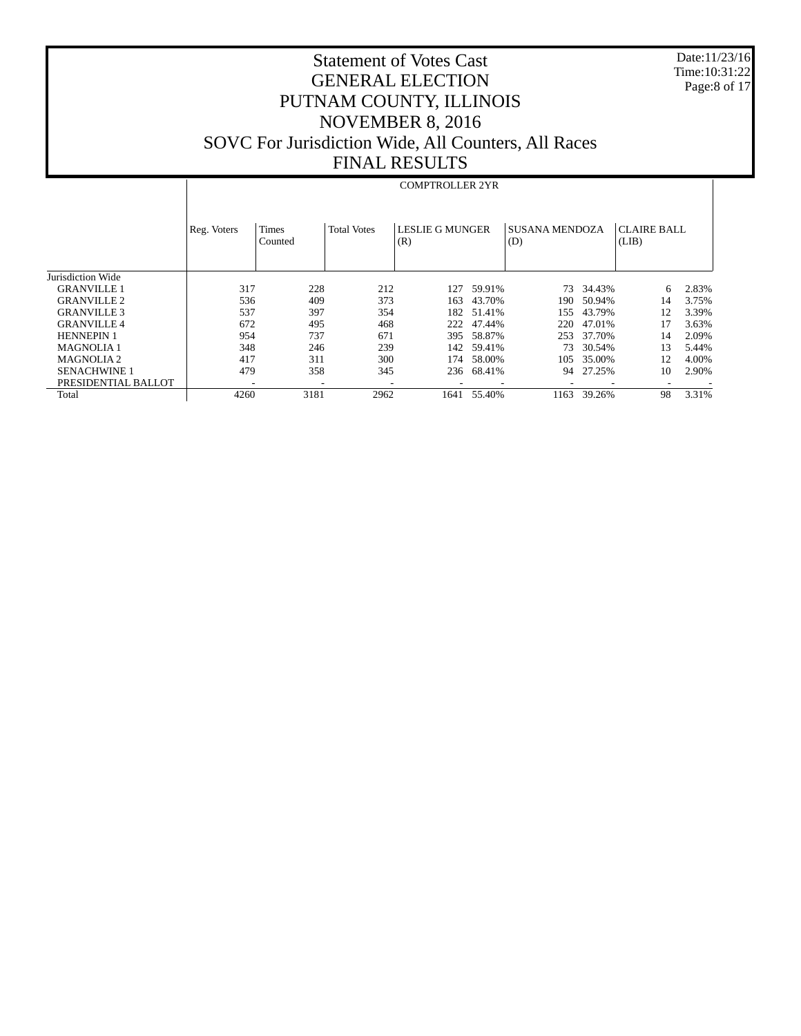# Statement of Votes Cast
# GENERAL ELECTION
# PUTNAM COUNTY, ILLINOIS
# NOVEMBER 8, 2016
# SOVC For Jurisdiction Wide, All Counters, All Races
# FINAL RESULTS

Date:11/23/16
Time:10:31:22

| | COMPTROLLER 2YR | | | | | | | | |
|---|---|---|---|---|---|---|---|---|---|
| | Reg. Voters | Times Counted | Total Votes | LESLIE G MUNGER (R) | | SUSANA MENDOZA (D) | | CLAIRE BALL (LIB) | |
| Jurisdiction Wide | | | | | | | | | |
| GRANVILLE 1 | 317 | 228 | 212 | 127 | 59.91% | 73 | 34.43% | 6 | 2.83% |
| GRANVILLE 2 | 536 | 409 | 373 | 163 | 43.70% | 190 | 50.94% | 14 | 3.75% |
| GRANVILLE 3 | 537 | 397 | 354 | 182 | 51.41% | 155 | 43.79% | 12 | 3.39% |
| GRANVILLE 4 | 672 | 495 | 468 | 222 | 47.44% | 220 | 47.01% | 17 | 3.63% |
| HENNEPIN 1 | 954 | 737 | 671 | 395 | 58.87% | 253 | 37.70% | 14 | 2.09% |
| MAGNOLIA 1 | 348 | 246 | 239 | 142 | 59.41% | 73 | 30.54% | 13 | 5.44% |
| MAGNOLIA 2 | 417 | 311 | 300 | 174 | 58.00% | 105 | 35.00% | 12 | 4.00% |
| SENACHWINE 1 | 479 | 358 | 345 | 236 | 68.41% | 94 | 27.25% | 10 | 2.90% |
| PRESIDENTIAL BALLOT | - | - | - | - | - | - | - | - | - |
| Total | 4260 | 3181 | 2962 | 1641 | 55.40% | 1163 | 39.26% | 98 | 3.31% |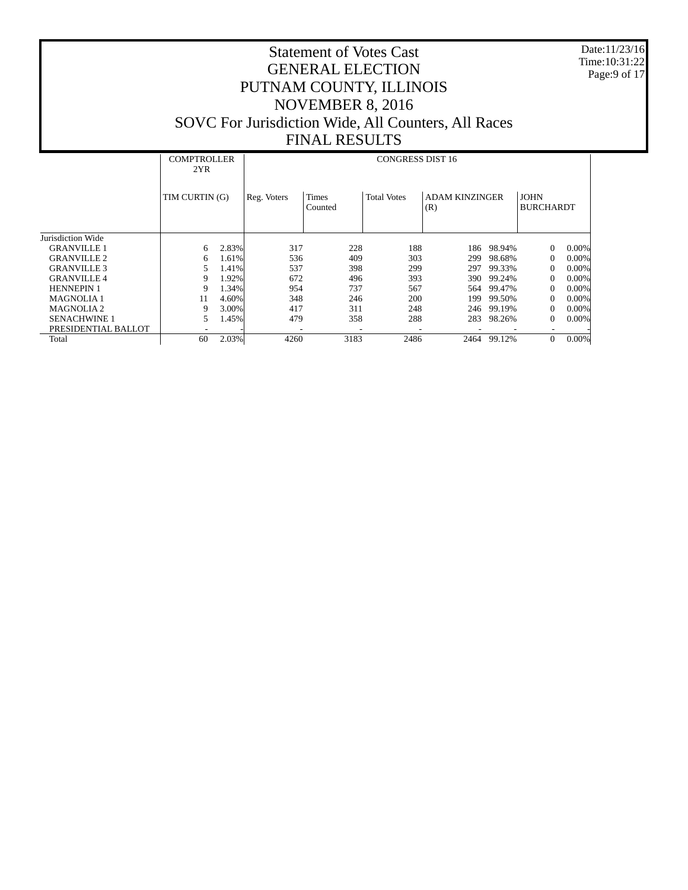# Statement of Votes Cast
# GENERAL ELECTION
# PUTNAM COUNTY, ILLINOIS
# NOVEMBER 8, 2016
# SOVC For Jurisdiction Wide, All Counters, All Races
# FINAL RESULTS

Date:11/23/16
Time:10:31:22

| | COMPTROLLER 2YR | | CONGRESS DIST 16 | | | | | | |
|---|---|---|---|---|---|---|---|---|---|
| | TIM CURTIN (G) | | Reg. Voters | Times Counted | Total Votes | ADAM KINZINGER (R) | | JOHN BURCHARDT | |
| Jurisdiction Wide | | | | | | | | | |
| GRANVILLE 1 | 6 | 2.83% | 317 | 228 | 188 | 186 | 98.94% | 0 | 0.00% |
| GRANVILLE 2 | 6 | 1.61% | 536 | 409 | 303 | 299 | 98.68% | 0 | 0.00% |
| GRANVILLE 3 | 5 | 1.41% | 537 | 398 | 299 | 297 | 99.33% | 0 | 0.00% |
| GRANVILLE 4 | 9 | 1.92% | 672 | 496 | 393 | 390 | 99.24% | 0 | 0.00% |
| HENNEPIN 1 | 9 | 1.34% | 954 | 737 | 567 | 564 | 99.47% | 0 | 0.00% |
| MAGNOLIA 1 | 11 | 4.60% | 348 | 246 | 200 | 199 | 99.50% | 0 | 0.00% |
| MAGNOLIA 2 | 9 | 3.00% | 417 | 311 | 248 | 246 | 99.19% | 0 | 0.00% |
| SENACHWINE 1 | 5 | 1.45% | 479 | 358 | 288 | 283 | 98.26% | 0 | 0.00% |
| PRESIDENTIAL BALLOT | - | - | - | - | - | - | - | - | - |
| Total | 60 | 2.03% | 4260 | 3183 | 2486 | 2464 | 99.12% | 0 | 0.00% |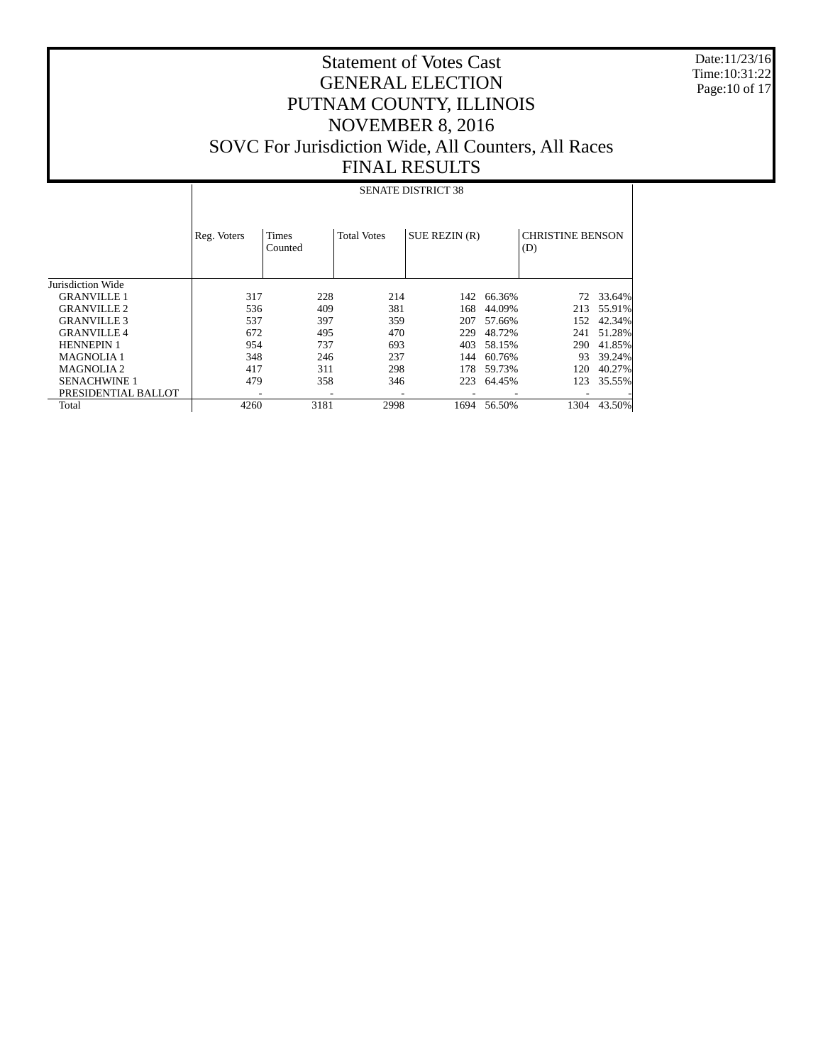# Statement of Votes Cast
# GENERAL ELECTION
# PUTNAM COUNTY, ILLINOIS
# NOVEMBER 8, 2016
# SOVC For Jurisdiction Wide, All Counters, All Races
# FINAL RESULTS

Date:11/23/16
Time:10:31:22

| | SENATE DISTRICT 38 | | | | | | |
|---|---|---|---|---|---|---|---|
| | Reg. Voters | Times Counted | Total Votes | SUE REZIN (R) | | CHRISTINE BENSON (D) | |
| Jurisdiction Wide | | | | | | | |
| GRANVILLE 1 | 317 | 228 | 214 | 142 | 66.36% | 72 | 33.64% |
| GRANVILLE 2 | 536 | 409 | 381 | 168 | 44.09% | 213 | 55.91% |
| GRANVILLE 3 | 537 | 397 | 359 | 207 | 57.66% | 152 | 42.34% |
| GRANVILLE 4 | 672 | 495 | 470 | 229 | 48.72% | 241 | 51.28% |
| HENNEPIN 1 | 954 | 737 | 693 | 403 | 58.15% | 290 | 41.85% |
| MAGNOLIA 1 | 348 | 246 | 237 | 144 | 60.76% | 93 | 39.24% |
| MAGNOLIA 2 | 417 | 311 | 298 | 178 | 59.73% | 120 | 40.27% |
| SENACHWINE 1 | 479 | 358 | 346 | 223 | 64.45% | 123 | 35.55% |
| PRESIDENTIAL BALLOT | - | - | - | - | - | - | - |
| Total | 4260 | 3181 | 2998 | 1694 | 56.50% | 1304 | 43.50% |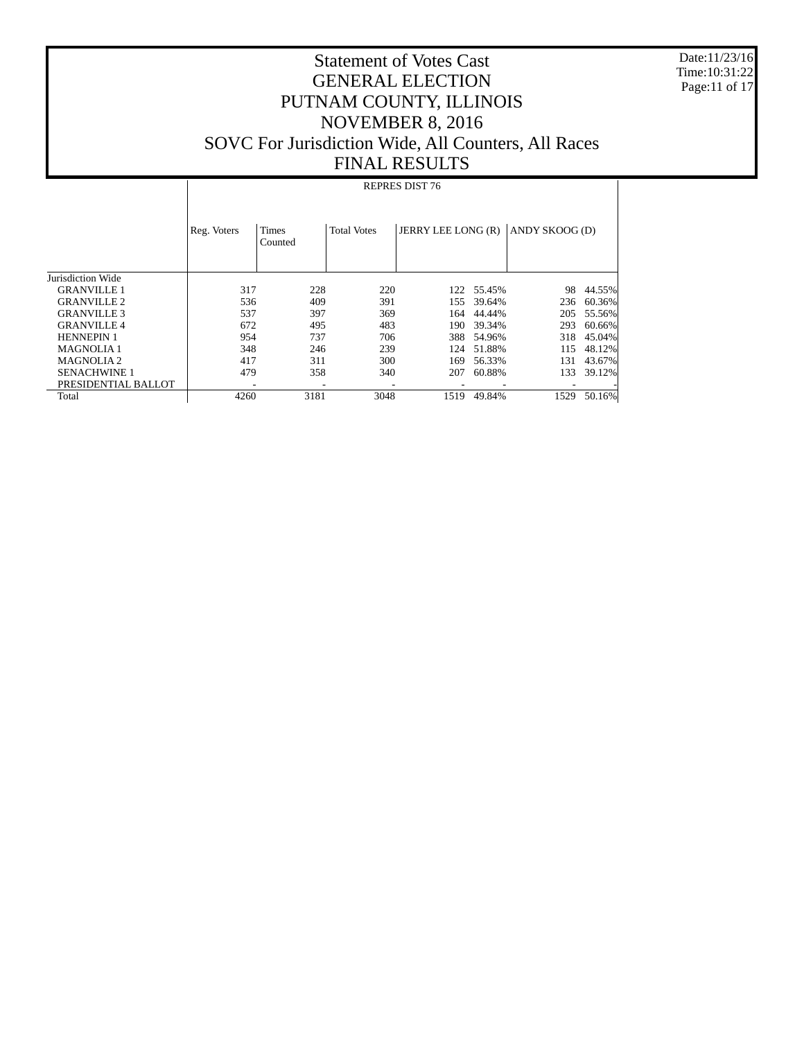# Statement of Votes Cast
# GENERAL ELECTION
# PUTNAM COUNTY, ILLINOIS
# NOVEMBER 8, 2016
# SOVC For Jurisdiction Wide, All Counters, All Races
# FINAL RESULTS

Date:11/23/16
Time:10:31:22

| | REPRES DIST 76 | | | | | | |
|---|---|---|---|---|---|---|---|
| | Reg. Voters | Times Counted | Total Votes | JERRY LEE LONG (R) | | ANDY SKOOG (D) | |
| Jurisdiction Wide | | | | | | | |
| GRANVILLE 1 | 317 | 228 | 220 | 122 | 55.45% | 98 | 44.55% |
| GRANVILLE 2 | 536 | 409 | 391 | 155 | 39.64% | 236 | 60.36% |
| GRANVILLE 3 | 537 | 397 | 369 | 164 | 44.44% | 205 | 55.56% |
| GRANVILLE 4 | 672 | 495 | 483 | 190 | 39.34% | 293 | 60.66% |
| HENNEPIN 1 | 954 | 737 | 706 | 388 | 54.96% | 318 | 45.04% |
| MAGNOLIA 1 | 348 | 246 | 239 | 124 | 51.88% | 115 | 48.12% |
| MAGNOLIA 2 | 417 | 311 | 300 | 169 | 56.33% | 131 | 43.67% |
| SENACHWINE 1 | 479 | 358 | 340 | 207 | 60.88% | 133 | 39.12% |
| PRESIDENTIAL BALLOT | - | - | - | - | - | - | - |
| Total | 4260 | 3181 | 3048 | 1519 | 49.84% | 1529 | 50.16% |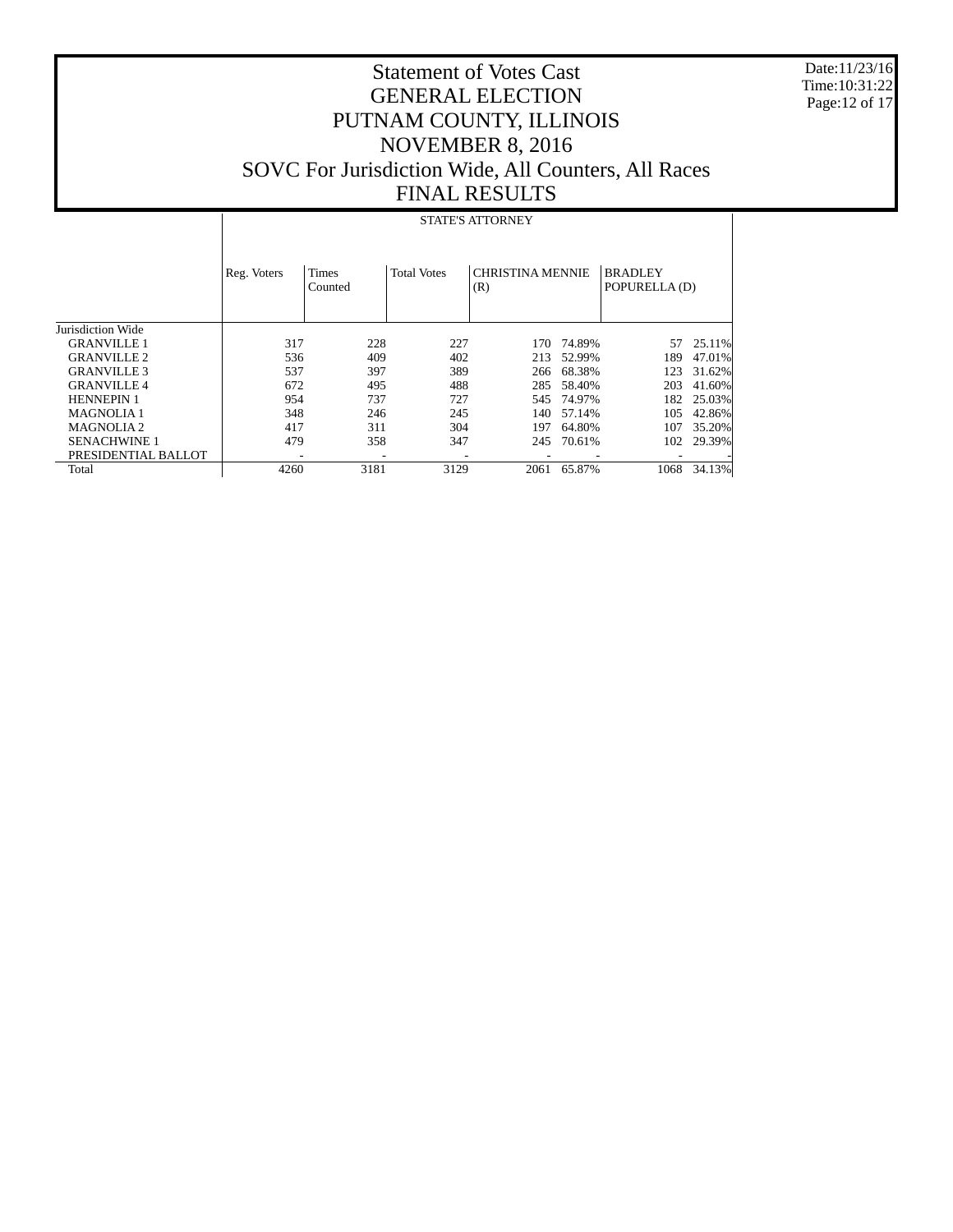# Statement of Votes Cast
# GENERAL ELECTION
# PUTNAM COUNTY, ILLINOIS
# NOVEMBER 8, 2016
# SOVC For Jurisdiction Wide, All Counters, All Races
# FINAL RESULTS

Date:11/23/16
Time:10:31:22

| | STATE'S ATTORNEY | | | | | | |
|---|---|---|---|---|---|---|---|
| | Reg. Voters | Times Counted | Total Votes | CHRISTINA MENNIE (R) | | BRADLEY POPURELLA (D) | |
| Jurisdiction Wide | | | | | | | |
| GRANVILLE 1 | 317 | 228 | 227 | 170 | 74.89% | 57 | 25.11% |
| GRANVILLE 2 | 536 | 409 | 402 | 213 | 52.99% | 189 | 47.01% |
| GRANVILLE 3 | 537 | 397 | 389 | 266 | 68.38% | 123 | 31.62% |
| GRANVILLE 4 | 672 | 495 | 488 | 285 | 58.40% | 203 | 41.60% |
| HENNEPIN 1 | 954 | 737 | 727 | 545 | 74.97% | 182 | 25.03% |
| MAGNOLIA 1 | 348 | 246 | 245 | 140 | 57.14% | 105 | 42.86% |
| MAGNOLIA 2 | 417 | 311 | 304 | 197 | 64.80% | 107 | 35.20% |
| SENACHWINE 1 | 479 | 358 | 347 | 245 | 70.61% | 102 | 29.39% |
| PRESIDENTIAL BALLOT | - | - | - | - | - | - | - |
| Total | 4260 | 3181 | 3129 | 2061 | 65.87% | 1068 | 34.13% |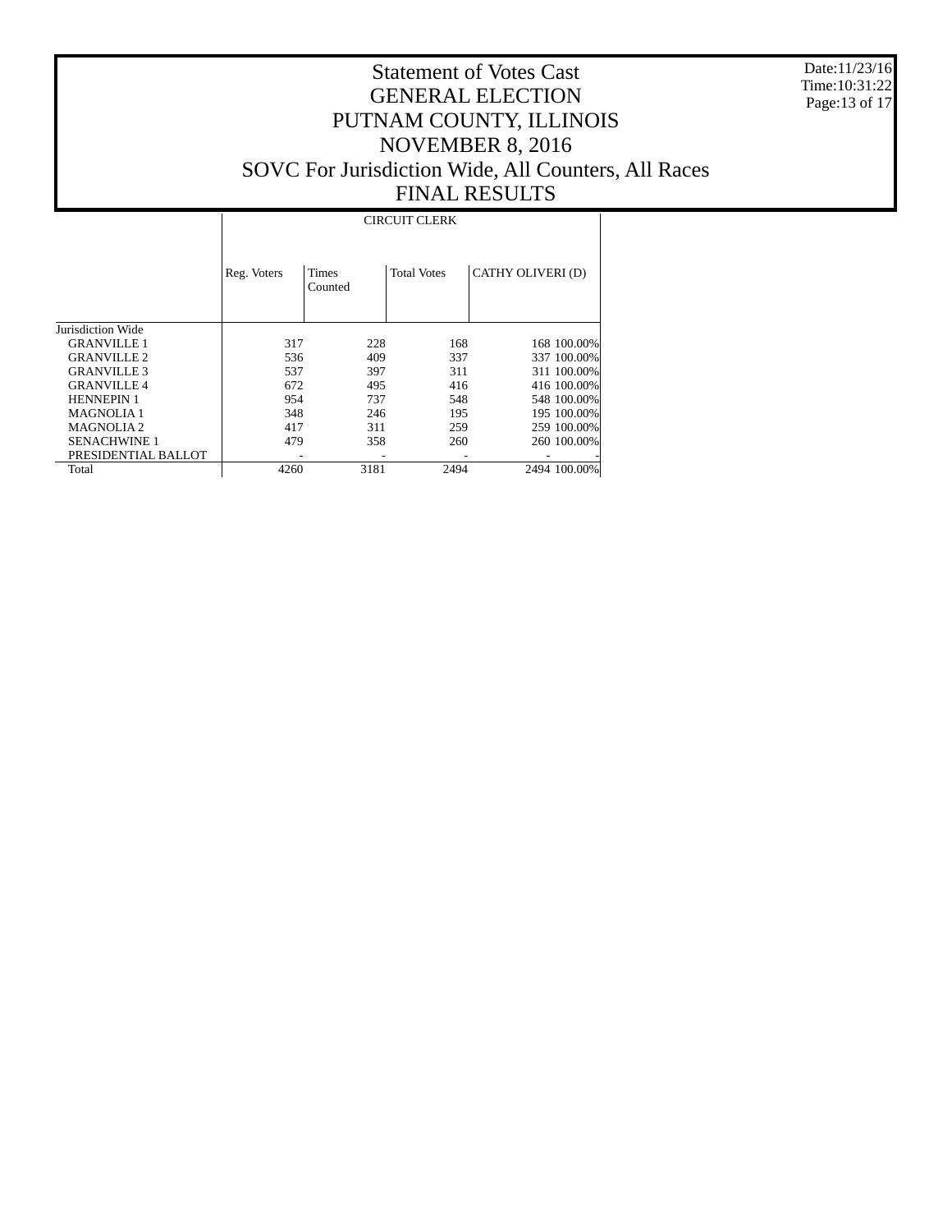# Statement of Votes Cast
# GENERAL ELECTION
# PUTNAM COUNTY, ILLINOIS
# NOVEMBER 8, 2016
# SOVC For Jurisdiction Wide, All Counters, All Races
# FINAL RESULTS

Date:11/23/16
Time:10:31:22

| | CIRCUIT CLERK | | | | |
|---|---|---|---|---|---|
| | Reg. Voters | Times Counted | Total Votes | CATHY OLIVERI (D) | |
| Jurisdiction Wide | | | | | |
| GRANVILLE 1 | 317 | 228 | 168 | 168 | 100.00% |
| GRANVILLE 2 | 536 | 409 | 337 | 337 | 100.00% |
| GRANVILLE 3 | 537 | 397 | 311 | 311 | 100.00% |
| GRANVILLE 4 | 672 | 495 | 416 | 416 | 100.00% |
| HENNEPIN 1 | 954 | 737 | 548 | 548 | 100.00% |
| MAGNOLIA 1 | 348 | 246 | 195 | 195 | 100.00% |
| MAGNOLIA 2 | 417 | 311 | 259 | 259 | 100.00% |
| SENACHWINE 1 | 479 | 358 | 260 | 260 | 100.00% |
| PRESIDENTIAL BALLOT | - | - | - | - | - |
| Total | 4260 | 3181 | 2494 | 2494 | 100.00% |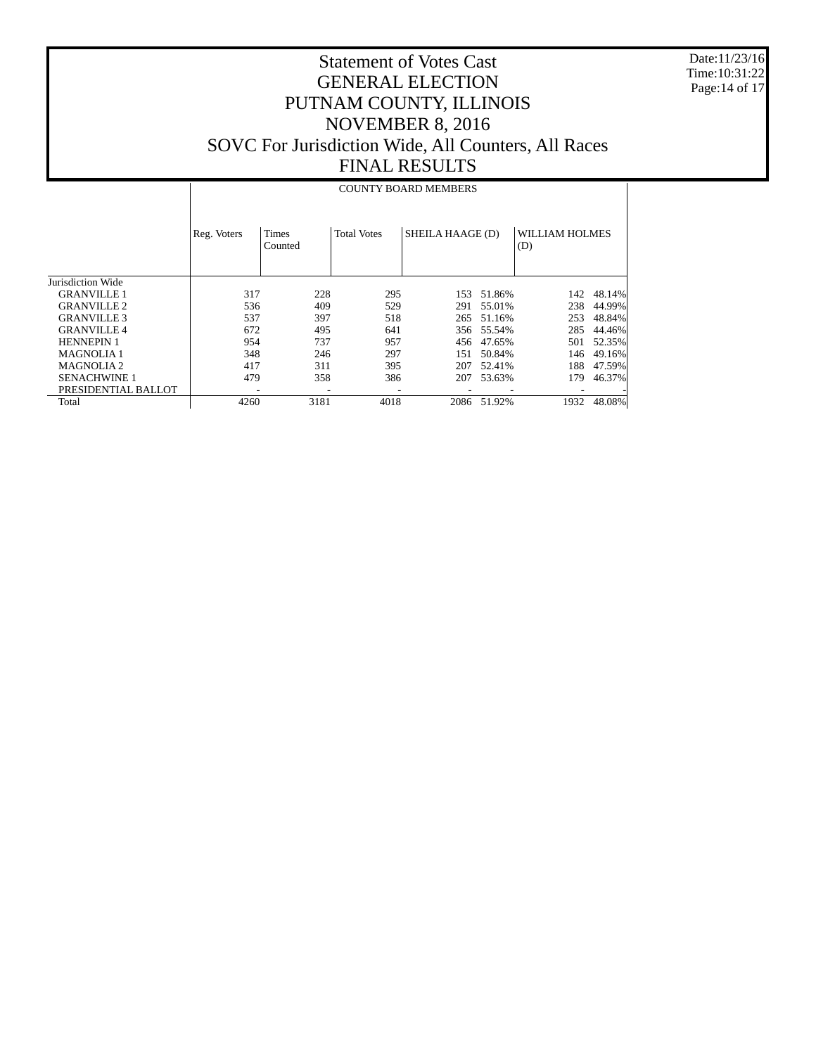# Statement of Votes Cast
# GENERAL ELECTION
# PUTNAM COUNTY, ILLINOIS
# NOVEMBER 8, 2016
# SOVC For Jurisdiction Wide, All Counters, All Races
# FINAL RESULTS

Date:11/23/16
Time:10:31:22

| | COUNTY BOARD MEMBERS | | | | | | |
|---|---|---|---|---|---|---|---|
| | Reg. Voters | Times Counted | Total Votes | SHEILA HAAGE (D) | | WILLIAM HOLMES (D) | |
| Jurisdiction Wide | | | | | | | |
| GRANVILLE 1 | 317 | 228 | 295 | 153 | 51.86% | 142 | 48.14% |
| GRANVILLE 2 | 536 | 409 | 529 | 291 | 55.01% | 238 | 44.99% |
| GRANVILLE 3 | 537 | 397 | 518 | 265 | 51.16% | 253 | 48.84% |
| GRANVILLE 4 | 672 | 495 | 641 | 356 | 55.54% | 285 | 44.46% |
| HENNEPIN 1 | 954 | 737 | 957 | 456 | 47.65% | 501 | 52.35% |
| MAGNOLIA 1 | 348 | 246 | 297 | 151 | 50.84% | 146 | 49.16% |
| MAGNOLIA 2 | 417 | 311 | 395 | 207 | 52.41% | 188 | 47.59% |
| SENACHWINE 1 | 479 | 358 | 386 | 207 | 53.63% | 179 | 46.37% |
| PRESIDENTIAL BALLOT | - | - | - | - | - | - | - |
| Total | 4260 | 3181 | 4018 | 2086 | 51.92% | 1932 | 48.08% |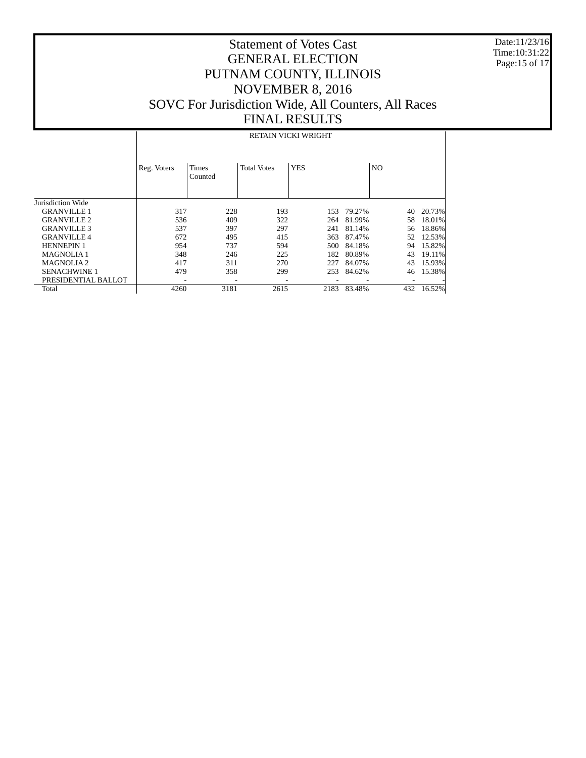# Statement of Votes Cast
# GENERAL ELECTION
# PUTNAM COUNTY, ILLINOIS
# NOVEMBER 8, 2016
# SOVC For Jurisdiction Wide, All Counters, All Races
# FINAL RESULTS

Date:11/23/16
Time:10:31:22

| | RETAIN VICKI WRIGHT | | | | | | |
|---|---|---|---|---|---|---|---|
| | Reg. Voters | Times Counted | Total Votes | YES | | NO | |
| Jurisdiction Wide | | | | | | | |
| GRANVILLE 1 | 317 | 228 | 193 | 153 | 79.27% | 40 | 20.73% |
| GRANVILLE 2 | 536 | 409 | 322 | 264 | 81.99% | 58 | 18.01% |
| GRANVILLE 3 | 537 | 397 | 297 | 241 | 81.14% | 56 | 18.86% |
| GRANVILLE 4 | 672 | 495 | 415 | 363 | 87.47% | 52 | 12.53% |
| HENNEPIN 1 | 954 | 737 | 594 | 500 | 84.18% | 94 | 15.82% |
| MAGNOLIA 1 | 348 | 246 | 225 | 182 | 80.89% | 43 | 19.11% |
| MAGNOLIA 2 | 417 | 311 | 270 | 227 | 84.07% | 43 | 15.93% |
| SENACHWINE 1 | 479 | 358 | 299 | 253 | 84.62% | 46 | 15.38% |
| PRESIDENTIAL BALLOT | - | - | - | - | - | - | - |
| Total | 4260 | 3181 | 2615 | 2183 | 83.48% | 432 | 16.52% |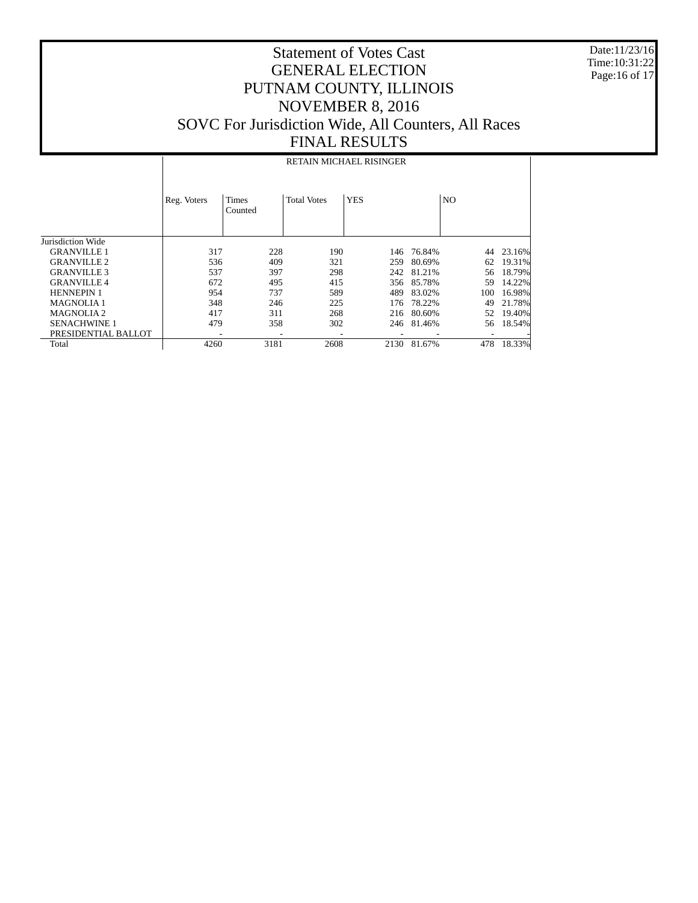# Statement of Votes Cast
# GENERAL ELECTION
# PUTNAM COUNTY, ILLINOIS
# NOVEMBER 8, 2016
# SOVC For Jurisdiction Wide, All Counters, All Races
# FINAL RESULTS

Date:11/23/16
Time:10:31:22

| | RETAIN MICHAEL RISINGER | | | | | | |
|---|---|---|---|---|---|---|---|
| | Reg. Voters | Times Counted | Total Votes | YES | | NO | |
| Jurisdiction Wide | | | | | | | |
| GRANVILLE 1 | 317 | 228 | 190 | 146 | 76.84% | 44 | 23.16% |
| GRANVILLE 2 | 536 | 409 | 321 | 259 | 80.69% | 62 | 19.31% |
| GRANVILLE 3 | 537 | 397 | 298 | 242 | 81.21% | 56 | 18.79% |
| GRANVILLE 4 | 672 | 495 | 415 | 356 | 85.78% | 59 | 14.22% |
| HENNEPIN 1 | 954 | 737 | 589 | 489 | 83.02% | 100 | 16.98% |
| MAGNOLIA 1 | 348 | 246 | 225 | 176 | 78.22% | 49 | 21.78% |
| MAGNOLIA 2 | 417 | 311 | 268 | 216 | 80.60% | 52 | 19.40% |
| SENACHWINE 1 | 479 | 358 | 302 | 246 | 81.46% | 56 | 18.54% |
| PRESIDENTIAL BALLOT | - | - | - | - | - | - | - |
| Total | 4260 | 3181 | 2608 | 2130 | 81.67% | 478 | 18.33% |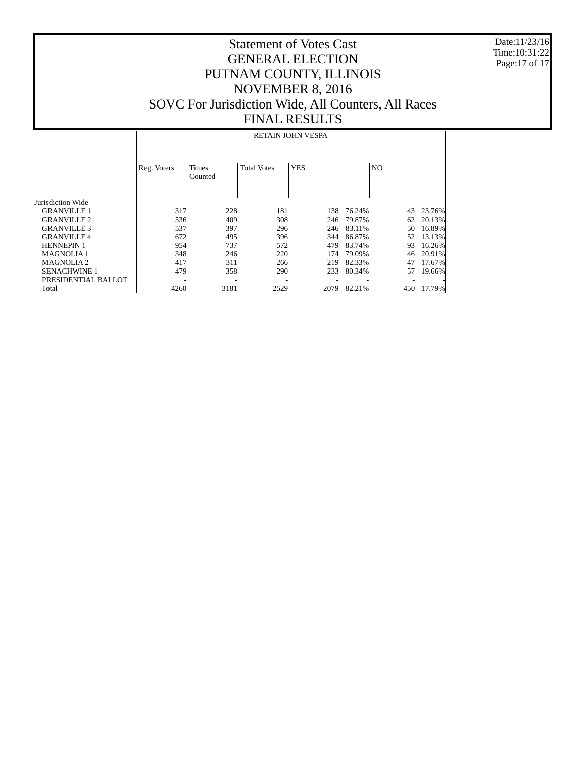# Statement of Votes Cast
# GENERAL ELECTION
# PUTNAM COUNTY, ILLINOIS
# NOVEMBER 8, 2016
# SOVC For Jurisdiction Wide, All Counters, All Races
# FINAL RESULTS

Date:11/23/16
Time:10:31:22

| | RETAIN JOHN VESPA | | | | | | |
|---|---|---|---|---|---|---|---|
| | Reg. Voters | Times Counted | Total Votes | YES | | NO | |
| Jurisdiction Wide | | | | | | | |
| GRANVILLE 1 | 317 | 228 | 181 | 138 | 76.24% | 43 | 23.76% |
| GRANVILLE 2 | 536 | 409 | 308 | 246 | 79.87% | 62 | 20.13% |
| GRANVILLE 3 | 537 | 397 | 296 | 246 | 83.11% | 50 | 16.89% |
| GRANVILLE 4 | 672 | 495 | 396 | 344 | 86.87% | 52 | 13.13% |
| HENNEPIN 1 | 954 | 737 | 572 | 479 | 83.74% | 93 | 16.26% |
| MAGNOLIA 1 | 348 | 246 | 220 | 174 | 79.09% | 46 | 20.91% |
| MAGNOLIA 2 | 417 | 311 | 266 | 219 | 82.33% | 47 | 17.67% |
| SENACHWINE 1 | 479 | 358 | 290 | 233 | 80.34% | 57 | 19.66% |
| PRESIDENTIAL BALLOT | - | - | - | - | - | - | - |
| Total | 4260 | 3181 | 2529 | 2079 | 82.21% | 450 | 17.79% |